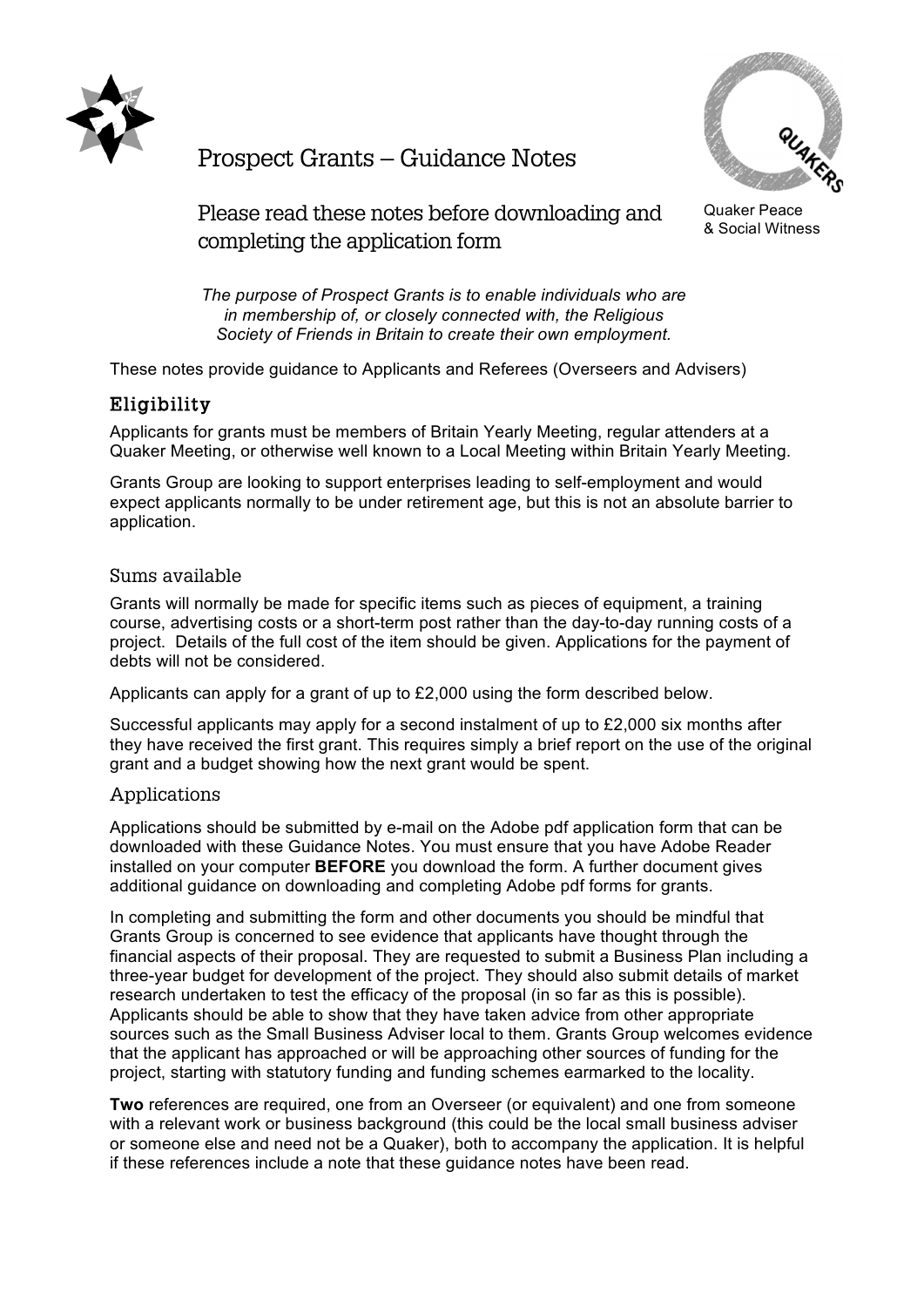# Prospect Grants – Guidance Notes

## Please read these notes before downloading and completing the application form

Quaker Peace & Social Witness

*The purpose of Prospect Grants is to enable individuals who are in membership of, or closely connected with, the Religious Society of Friends in Britain to create their own employment.*

These notes provide guidance to Applicants and Referees (Overseers and Advisers)

### Eligibility

Applicants for grants must be members of Britain Yearly Meeting, regular attenders at a Quaker Meeting, or otherwise well known to a Local Meeting within Britain Yearly Meeting.

Grants Group are looking to support enterprises leading to self-employment and would expect applicants normally to be under retirement age, but this is not an absolute barrier to application.

### Sums available

Grants will normally be made for specific items such as pieces of equipment, a training course, advertising costs or a short-term post rather than the day-to-day running costs of a project. Details of the full cost of the item should be given. Applications for the payment of debts will not be considered.

Applicants can apply for a grant of up to £2,000 using the form described below.

Successful applicants may apply for a second instalment of up to £2,000 six months after they have received the first grant. This requires simply a brief report on the use of the original grant and a budget showing how the next grant would be spent.

### Applications

Applications should be submitted by e-mail on the Adobe pdf application form that can be downloaded with these Guidance Notes. You must ensure that you have Adobe Reader installed on your computer **BEFORE** you download the form. A further document gives additional guidance on downloading and completing Adobe pdf forms for grants.

In completing and submitting the form and other documents you should be mindful that Grants Group is concerned to see evidence that applicants have thought through the financial aspects of their proposal. They are requested to submit a Business Plan including a three-year budget for development of the project. They should also submit details of market research undertaken to test the efficacy of the proposal (in so far as this is possible). Applicants should be able to show that they have taken advice from other appropriate sources such as the Small Business Adviser local to them. Grants Group welcomes evidence that the applicant has approached or will be approaching other sources of funding for the project, starting with statutory funding and funding schemes earmarked to the locality.

**Two** references are required, one from an Overseer (or equivalent) and one from someone with a relevant work or business background (this could be the local small business adviser or someone else and need not be a Quaker), both to accompany the application. It is helpful if these references include a note that these guidance notes have been read.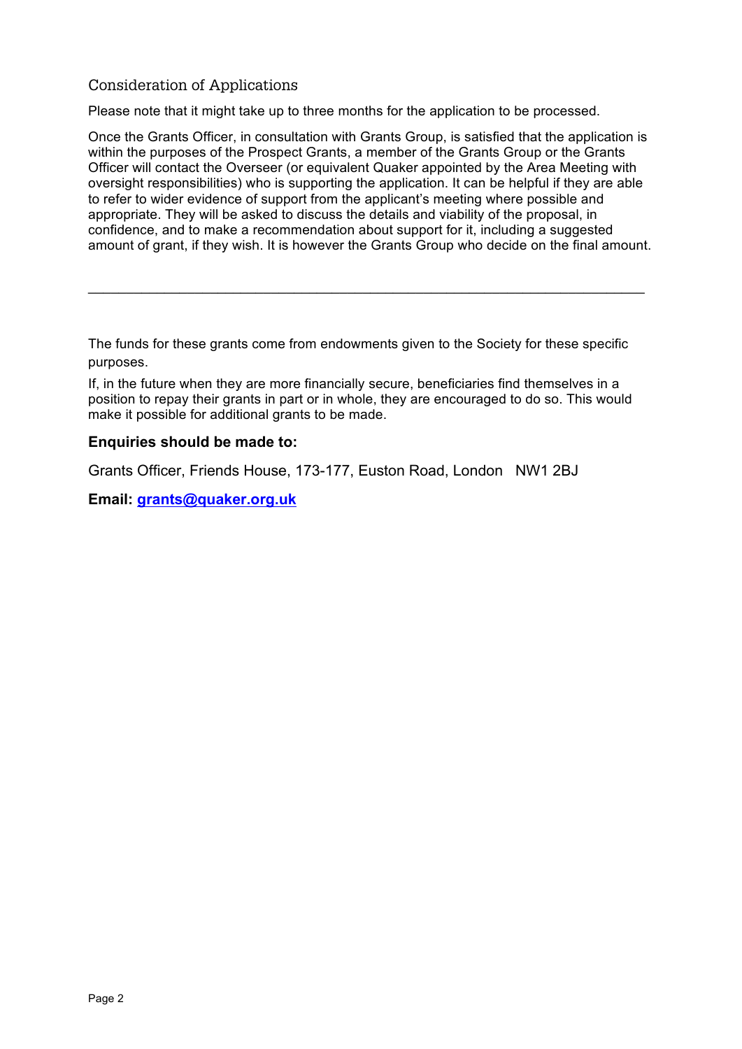## Consideration of Applications

Please note that it might take up to three months for the application to be processed.

Once the Grants Officer, in consultation with Grants Group, is satisfied that the application is within the purposes of the Prospect Grants, a member of the Grants Group or the Grants Officer will contact the Overseer (or equivalent Quaker appointed by the Area Meeting with oversight responsibilities) who is supporting the application. It can be helpful if they are able to refer to wider evidence of support from the applicant's meeting where possible and appropriate. They will be asked to discuss the details and viability of the proposal, in confidence, and to make a recommendation about support for it, including a suggested amount of grant, if they wish. It is however the Grants Group who decide on the final amount.

---

The funds for these grants come from endowments given to the Society for these specific purposes.

If, in the future when they are more financially secure, beneficiaries find themselves in a position to repay their grants in part or in whole, they are encouraged to do so. This would make it possible for additional grants to be made.

**Enquiries should be made to:**

Grants Officer, Friends House, 173-177, Euston Road, London NW1 2BJ

**Email: grants@quaker.org.uk**